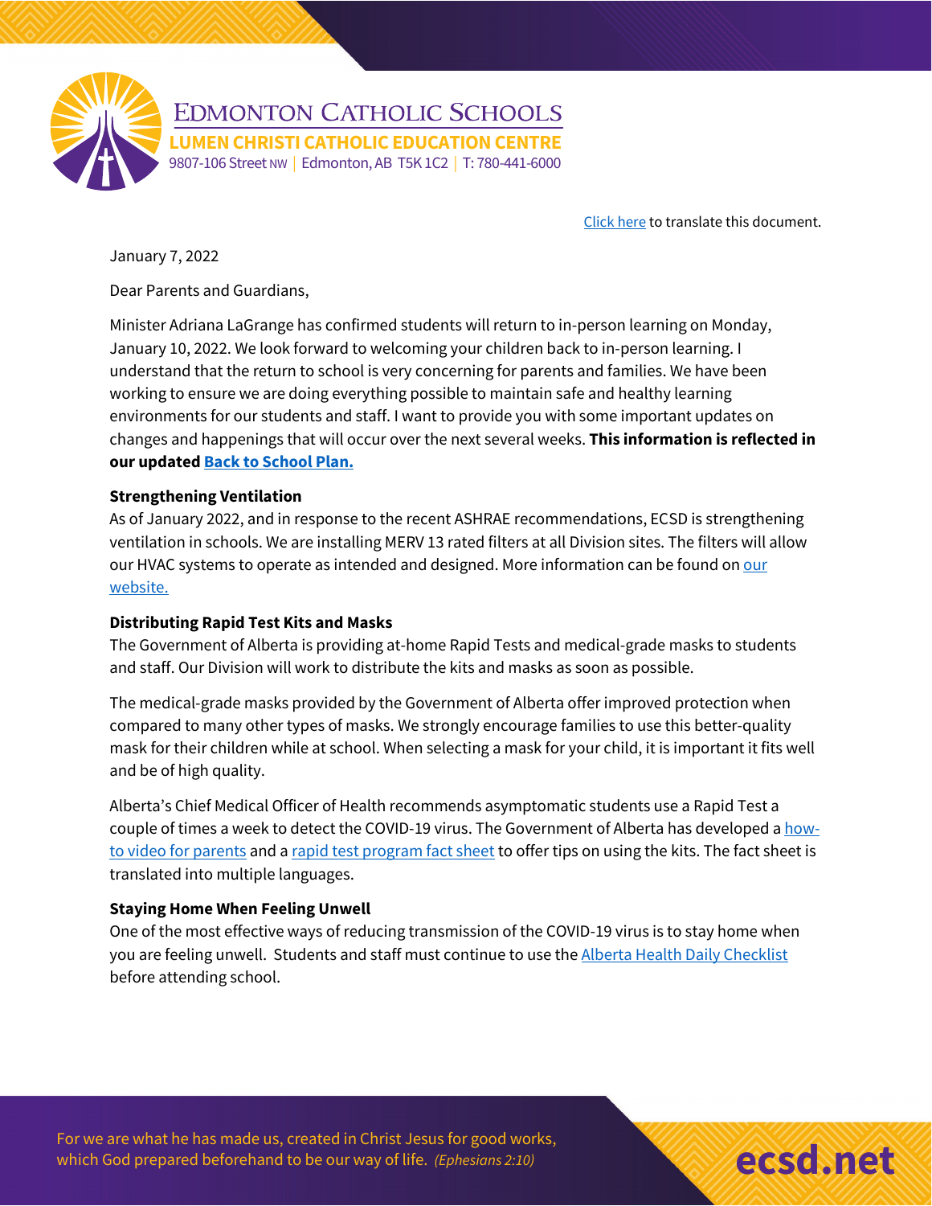# Edmonton Catholic Schools

**LUMEN CHRISTI CATHOLIC EDUCATION CENTRE**

9807-106 Street NW | Edmonton, AB T5K 1C2 | T: 780-441-6000

[Click here](#) to translate this document.

January 7, 2022

Dear Parents and Guardians,

Minister Adriana LaGrange has confirmed students will return to in-person learning on Monday, January 10, 2022. We look forward to welcoming your children back to in-person learning. I understand that the return to school is very concerning for parents and families. We have been working to ensure we are doing everything possible to maintain safe and healthy learning environments for our students and staff. I want to provide you with some important updates on changes and happenings that will occur over the next several weeks. **This information is reflected in our updated [Back to School Plan.](#)**

**Strengthening Ventilation**

As of January 2022, and in response to the recent ASHRAE recommendations, ECSD is strengthening ventilation in schools. We are installing MERV 13 rated filters at all Division sites. The filters will allow our HVAC systems to operate as intended and designed. More information can be found on [our website.](#)

**Distributing Rapid Test Kits and Masks**

The Government of Alberta is providing at-home Rapid Tests and medical-grade masks to students and staff. Our Division will work to distribute the kits and masks as soon as possible.

The medical-grade masks provided by the Government of Alberta offer improved protection when compared to many other types of masks. We strongly encourage families to use this better-quality mask for their children while at school. When selecting a mask for your child, it is important it fits well and be of high quality.

Alberta's Chief Medical Officer of Health recommends asymptomatic students use a Rapid Test a couple of times a week to detect the COVID-19 virus. The Government of Alberta has developed a [how-to video for parents](#) and a [rapid test program fact sheet](#) to offer tips on using the kits. The fact sheet is translated into multiple languages.

**Staying Home When Feeling Unwell**

One of the most effective ways of reducing transmission of the COVID-19 virus is to stay home when you are feeling unwell. Students and staff must continue to use the [Alberta Health Daily Checklist](#) before attending school.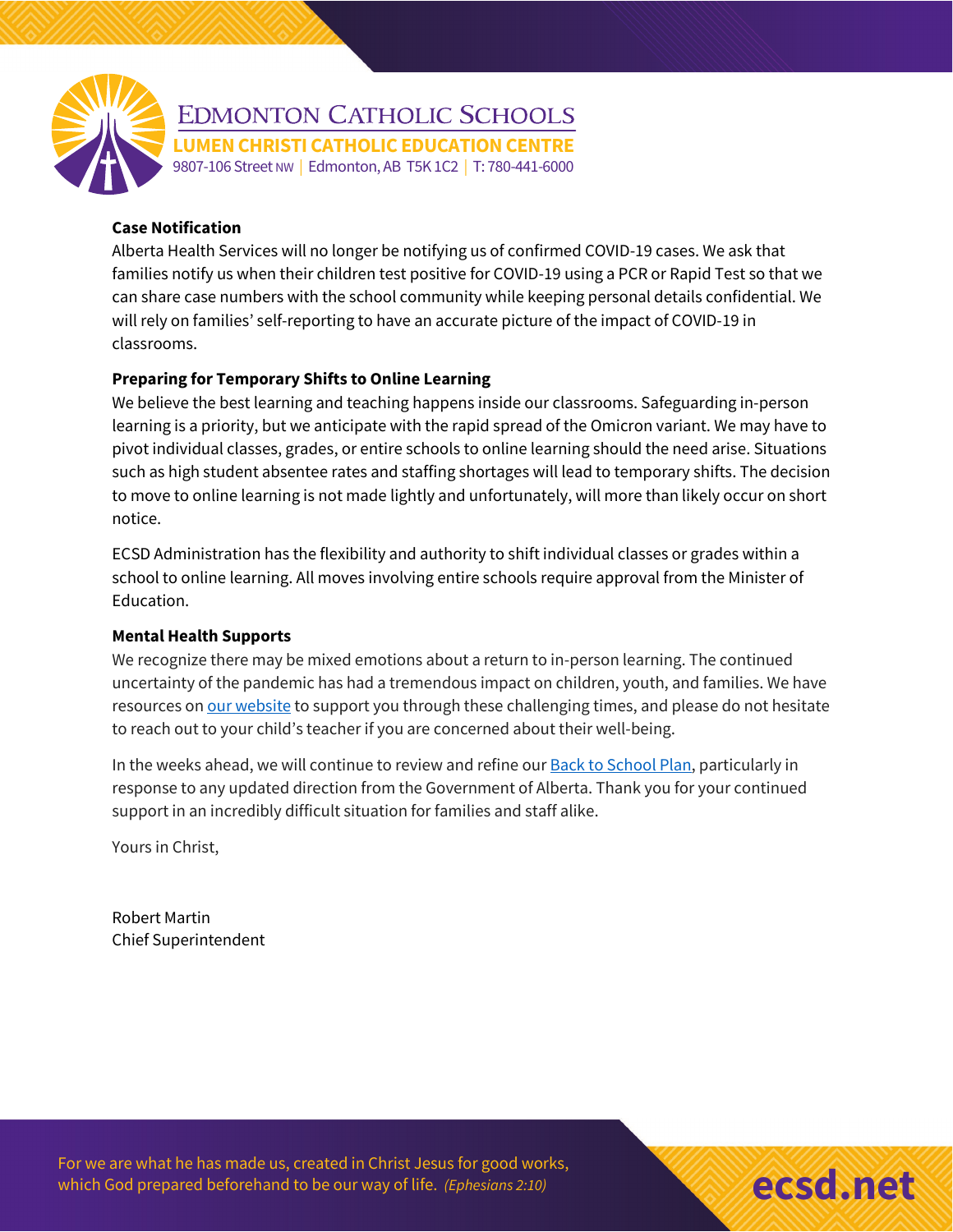**Case Notification**

Alberta Health Services will no longer be notifying us of confirmed COVID-19 cases. We ask that families notify us when their children test positive for COVID-19 using a PCR or Rapid Test so that we can share case numbers with the school community while keeping personal details confidential. We will rely on families' self-reporting to have an accurate picture of the impact of COVID-19 in classrooms.

**Preparing for Temporary Shifts to Online Learning**

We believe the best learning and teaching happens inside our classrooms. Safeguarding in-person learning is a priority, but we anticipate with the rapid spread of the Omicron variant. We may have to pivot individual classes, grades, or entire schools to online learning should the need arise. Situations such as high student absentee rates and staffing shortages will lead to temporary shifts. The decision to move to online learning is not made lightly and unfortunately, will more than likely occur on short notice.

ECSD Administration has the flexibility and authority to shift individual classes or grades within a school to online learning. All moves involving entire schools require approval from the Minister of Education.

**Mental Health Supports**

We recognize there may be mixed emotions about a return to in-person learning. The continued uncertainty of the pandemic has had a tremendous impact on children, youth, and families. We have resources on our website to support you through these challenging times, and please do not hesitate to reach out to your child's teacher if you are concerned about their well-being.

In the weeks ahead, we will continue to review and refine our Back to School Plan, particularly in response to any updated direction from the Government of Alberta. Thank you for your continued support in an incredibly difficult situation for families and staff alike.

Yours in Christ,

Robert Martin
Chief Superintendent